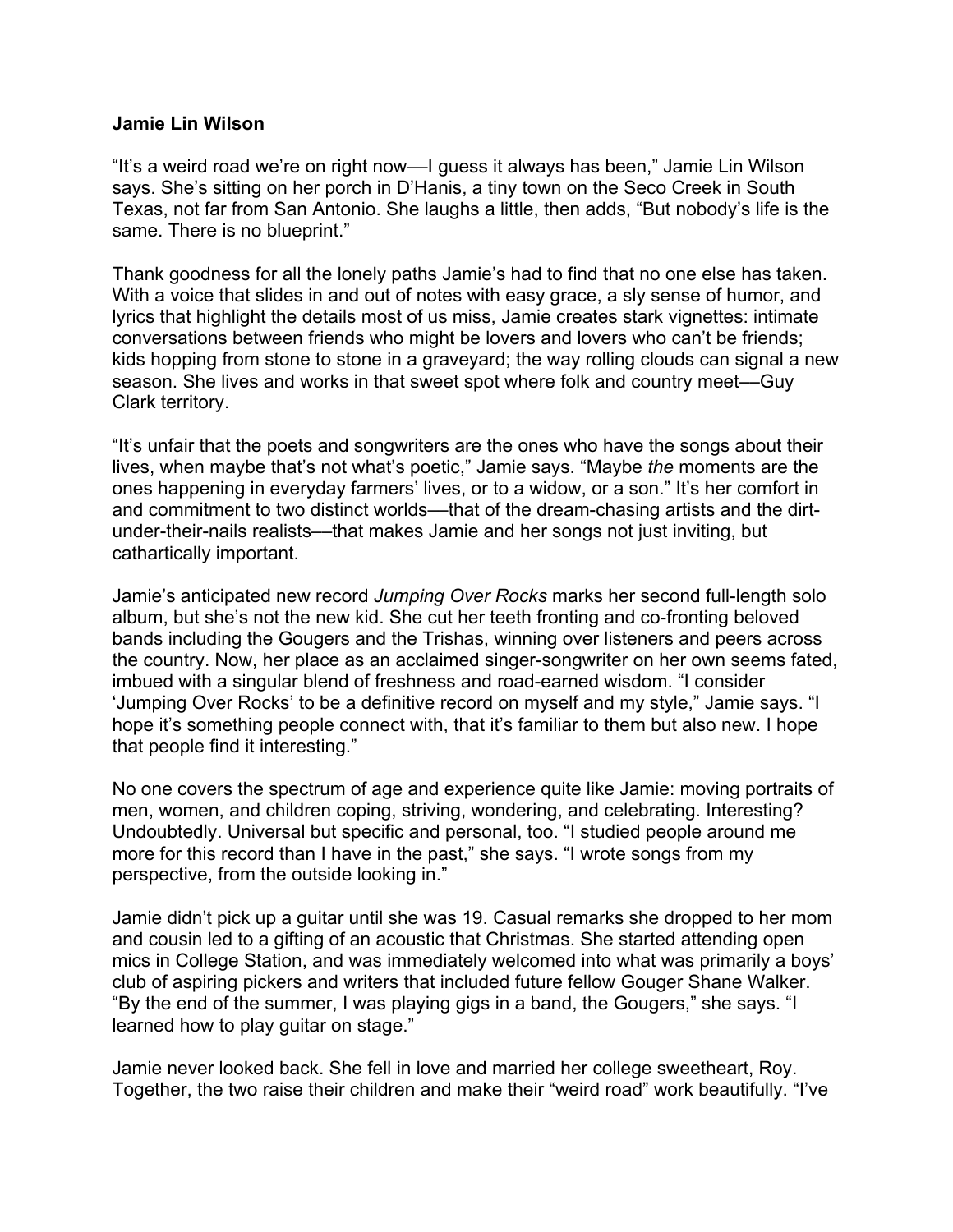**Jamie Lin Wilson**

"It's a weird road we're on right now—I guess it always has been," Jamie Lin Wilson says. She's sitting on her porch in D'Hanis, a tiny town on the Seco Creek in South Texas, not far from San Antonio. She laughs a little, then adds, "But nobody's life is the same. There is no blueprint."

Thank goodness for all the lonely paths Jamie's had to find that no one else has taken. With a voice that slides in and out of notes with easy grace, a sly sense of humor, and lyrics that highlight the details most of us miss, Jamie creates stark vignettes: intimate conversations between friends who might be lovers and lovers who can't be friends; kids hopping from stone to stone in a graveyard; the way rolling clouds can signal a new season. She lives and works in that sweet spot where folk and country meet—Guy Clark territory.

"It's unfair that the poets and songwriters are the ones who have the songs about their lives, when maybe that's not what's poetic," Jamie says. "Maybe *the* moments are the ones happening in everyday farmers' lives, or to a widow, or a son." It's her comfort in and commitment to two distinct worlds—that of the dream-chasing artists and the dirt-under-their-nails realists—that makes Jamie and her songs not just inviting, but cathartically important.

Jamie's anticipated new record *Jumping Over Rocks* marks her second full-length solo album, but she's not the new kid. She cut her teeth fronting and co-fronting beloved bands including the Gougers and the Trishas, winning over listeners and peers across the country. Now, her place as an acclaimed singer-songwriter on her own seems fated, imbued with a singular blend of freshness and road-earned wisdom. "I consider 'Jumping Over Rocks' to be a definitive record on myself and my style," Jamie says. "I hope it's something people connect with, that it's familiar to them but also new. I hope that people find it interesting."

No one covers the spectrum of age and experience quite like Jamie: moving portraits of men, women, and children coping, striving, wondering, and celebrating. Interesting? Undoubtedly. Universal but specific and personal, too. "I studied people around me more for this record than I have in the past," she says. "I wrote songs from my perspective, from the outside looking in."

Jamie didn't pick up a guitar until she was 19. Casual remarks she dropped to her mom and cousin led to a gifting of an acoustic that Christmas. She started attending open mics in College Station, and was immediately welcomed into what was primarily a boys' club of aspiring pickers and writers that included future fellow Gouger Shane Walker. "By the end of the summer, I was playing gigs in a band, the Gougers," she says. "I learned how to play guitar on stage."

Jamie never looked back. She fell in love and married her college sweetheart, Roy. Together, the two raise their children and make their "weird road" work beautifully. "I've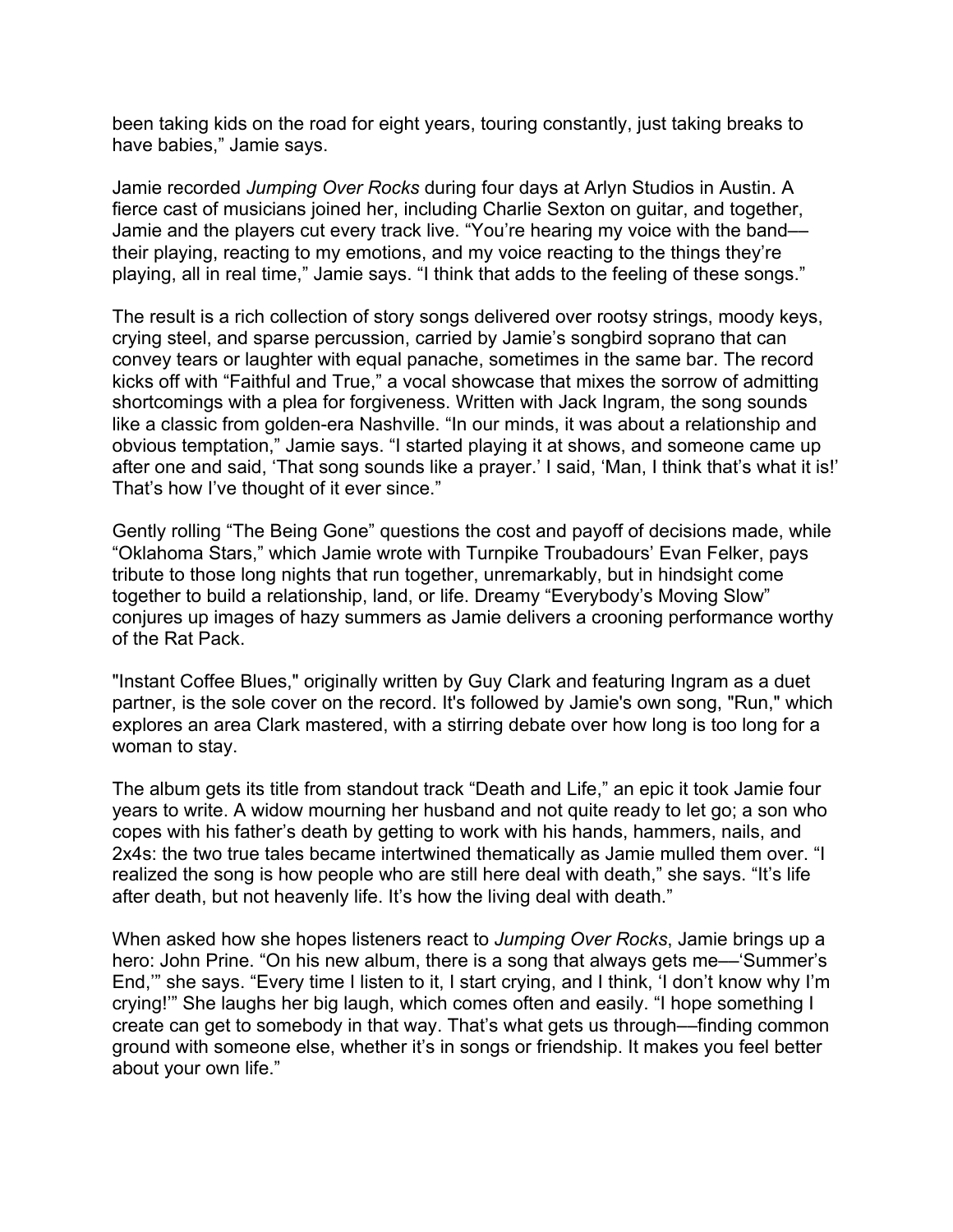been taking kids on the road for eight years, touring constantly, just taking breaks to have babies," Jamie says.

Jamie recorded *Jumping Over Rocks* during four days at Arlyn Studios in Austin. A fierce cast of musicians joined her, including Charlie Sexton on guitar, and together, Jamie and the players cut every track live. "You're hearing my voice with the band—their playing, reacting to my emotions, and my voice reacting to the things they're playing, all in real time," Jamie says. "I think that adds to the feeling of these songs."

The result is a rich collection of story songs delivered over rootsy strings, moody keys, crying steel, and sparse percussion, carried by Jamie's songbird soprano that can convey tears or laughter with equal panache, sometimes in the same bar. The record kicks off with "Faithful and True," a vocal showcase that mixes the sorrow of admitting shortcomings with a plea for forgiveness. Written with Jack Ingram, the song sounds like a classic from golden-era Nashville. "In our minds, it was about a relationship and obvious temptation," Jamie says. "I started playing it at shows, and someone came up after one and said, 'That song sounds like a prayer.' I said, 'Man, I think that's what it is!' That's how I've thought of it ever since."

Gently rolling "The Being Gone" questions the cost and payoff of decisions made, while "Oklahoma Stars," which Jamie wrote with Turnpike Troubadours' Evan Felker, pays tribute to those long nights that run together, unremarkably, but in hindsight come together to build a relationship, land, or life. Dreamy "Everybody's Moving Slow" conjures up images of hazy summers as Jamie delivers a crooning performance worthy of the Rat Pack.

"Instant Coffee Blues," originally written by Guy Clark and featuring Ingram as a duet partner, is the sole cover on the record. It's followed by Jamie's own song, "Run," which explores an area Clark mastered, with a stirring debate over how long is too long for a woman to stay.

The album gets its title from standout track "Death and Life," an epic it took Jamie four years to write. A widow mourning her husband and not quite ready to let go; a son who copes with his father's death by getting to work with his hands, hammers, nails, and 2x4s: the two true tales became intertwined thematically as Jamie mulled them over. "I realized the song is how people who are still here deal with death," she says. "It's life after death, but not heavenly life. It's how the living deal with death."

When asked how she hopes listeners react to *Jumping Over Rocks*, Jamie brings up a hero: John Prine. "On his new album, there is a song that always gets me—'Summer's End,'" she says. "Every time I listen to it, I start crying, and I think, 'I don't know why I'm crying!'" She laughs her big laugh, which comes often and easily. "I hope something I create can get to somebody in that way. That's what gets us through—finding common ground with someone else, whether it's in songs or friendship. It makes you feel better about your own life."